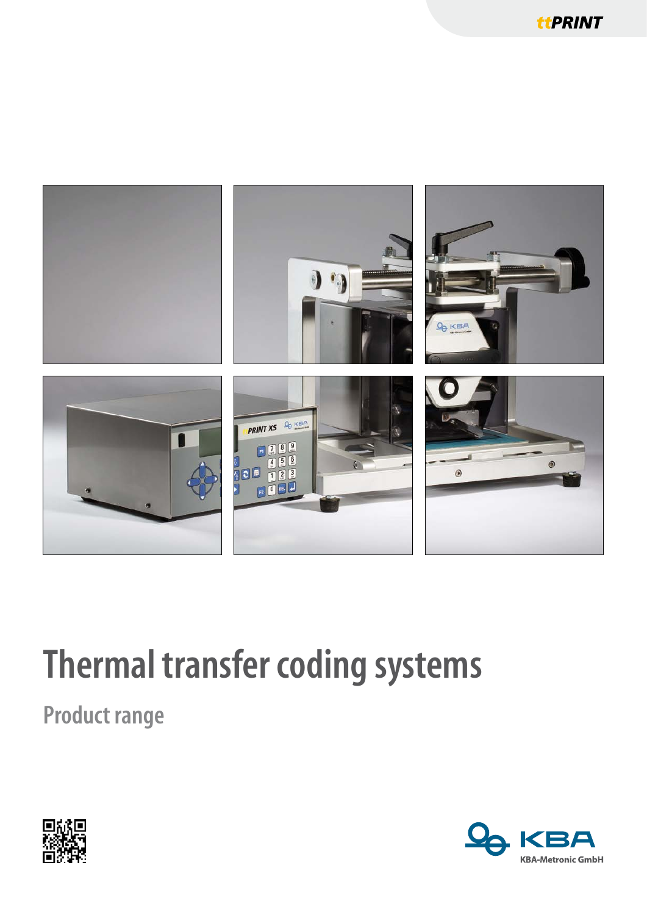ttPRINT

# Thermal transfer coding systems

## Product range

KBA-Metronic GmbH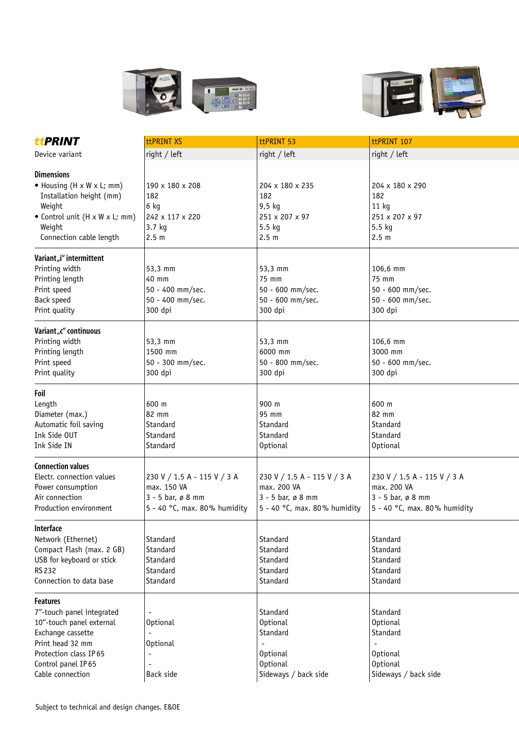| ttPRINT | ttPRINT XS | ttPRINT 53 | ttPRINT 107 |
|---|---|---|---|
| Device variant | right / left | right / left | right / left |
| **Dimensions** | | | |
| • Housing (H x W x L; mm) | 190 x 180 x 208 | 204 x 180 x 235 | 204 x 180 x 290 |
| Installation height (mm) | 182 | 182 | 182 |
| Weight | 6 kg | 9,5 kg | 11 kg |
| • Control unit (H x W x L; mm) | 242 x 117 x 220 | 251 x 207 x 97 | 251 x 207 x 97 |
| Weight | 3.7 kg | 5.5 kg | 5.5 kg |
| Connection cable length | 2.5 m | 2.5 m | 2.5 m |
| **Variant „i" intermittent** | | | |
| Printing width | 53,3 mm | 53,3 mm | 106,6 mm |
| Printing length | 40 mm | 75 mm | 75 mm |
| Print speed | 50 - 400 mm/sec. | 50 - 600 mm/sec. | 50 - 600 mm/sec. |
| Back speed | 50 - 400 mm/sec. | 50 - 600 mm/sec. | 50 - 600 mm/sec. |
| Print quality | 300 dpi | 300 dpi | 300 dpi |
| **Variant „c" continuous** | | | |
| Printing width | 53,3 mm | 53,3 mm | 106,6 mm |
| Printing length | 1500 mm | 6000 mm | 3000 mm |
| Print speed | 50 - 300 mm/sec. | 50 - 800 mm/sec. | 50 - 600 mm/sec. |
| Print quality | 300 dpi | 300 dpi | 300 dpi |
| **Foil** | | | |
| Length | 600 m | 900 m | 600 m |
| Diameter (max.) | 82 mm | 95 mm | 82 mm |
| Automatic foil saving | Standard | Standard | Standard |
| Ink Side OUT | Standard | Standard | Standard |
| Ink Side IN | Standard | Optional | Optional |
| **Connection values** | | | |
| Electr. connection values | 230 V / 1.5 A - 115 V / 3 A | 230 V / 1.5 A - 115 V / 3 A | 230 V / 1.5 A - 115 V / 3 A |
| Power consumption | max. 150 VA | max. 200 VA | max. 200 VA |
| Air connection | 3 - 5 bar, ø 8 mm | 3 - 5 bar, ø 8 mm | 3 - 5 bar, ø 8 mm |
| Production environment | 5 - 40 °C, max. 80% humidity | 5 - 40 °C, max. 80% humidity | 5 - 40 °C, max. 80% humidity |
| **Interface** | | | |
| Network (Ethernet) | Standard | Standard | Standard |
| Compact Flash (max. 2 GB) | Standard | Standard | Standard |
| USB for keyboard or stick | Standard | Standard | Standard |
| RS 232 | Standard | Standard | Standard |
| Connection to data base | Standard | Standard | Standard |
| **Features** | | | |
| 7"-touch panel integrated | - | Standard | Standard |
| 10"-touch panel external | Optional | Optional | Optional |
| Exchange cassette | - | Standard | Standard |
| Print head 32 mm | Optional | - | - |
| Protection class IP 65 | - | Optional | Optional |
| Control panel IP 65 | - | Optional | Optional |
| Cable connection | Back side | Sideways / back side | Sideways / back side |

Subject to technical and design changes. E&OE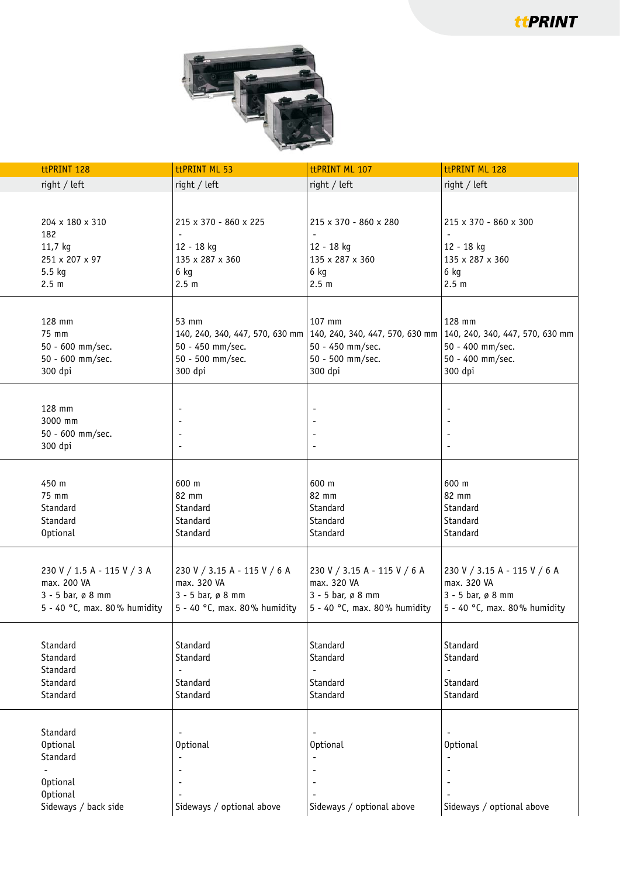| ttPRINT 128 | ttPRINT ML 53 | ttPRINT ML 107 | ttPRINT ML 128 |
|---|---|---|---|
| right / left | right / left | right / left | right / left |
| 204 x 180 x 310<br>182<br>11,7 kg<br>251 x 207 x 97<br>5.5 kg<br>2.5 m | 215 x 370 - 860 x 225<br>-<br>12 - 18 kg<br>135 x 287 x 360<br>6 kg<br>2.5 m | 215 x 370 - 860 x 280<br>-<br>12 - 18 kg<br>135 x 287 x 360<br>6 kg<br>2.5 m | 215 x 370 - 860 x 300<br>-<br>12 - 18 kg<br>135 x 287 x 360<br>6 kg<br>2.5 m |
| 128 mm<br>75 mm<br>50 - 600 mm/sec.<br>50 - 600 mm/sec.<br>300 dpi | 53 mm<br>140, 240, 340, 447, 570, 630 mm<br>50 - 450 mm/sec.<br>50 - 500 mm/sec.<br>300 dpi | 107 mm<br>140, 240, 340, 447, 570, 630 mm<br>50 - 450 mm/sec.<br>50 - 500 mm/sec.<br>300 dpi | 128 mm<br>140, 240, 340, 447, 570, 630 mm<br>50 - 400 mm/sec.<br>50 - 400 mm/sec.<br>300 dpi |
| 128 mm<br>3000 mm<br>50 - 600 mm/sec.<br>300 dpi | -<br>-<br>-<br>- | -<br>-<br>-<br>- | -<br>-<br>-<br>- |
| 450 m<br>75 mm<br>Standard<br>Standard<br>Optional | 600 m<br>82 mm<br>Standard<br>Standard<br>Standard | 600 m<br>82 mm<br>Standard<br>Standard<br>Standard | 600 m<br>82 mm<br>Standard<br>Standard<br>Standard |
| 230 V / 1.5 A - 115 V / 3 A<br>max. 200 VA<br>3 - 5 bar, ø 8 mm<br>5 - 40 °C, max. 80% humidity | 230 V / 3.15 A - 115 V / 6 A<br>max. 320 VA<br>3 - 5 bar, ø 8 mm<br>5 - 40 °C, max. 80% humidity | 230 V / 3.15 A - 115 V / 6 A<br>max. 320 VA<br>3 - 5 bar, ø 8 mm<br>5 - 40 °C, max. 80% humidity | 230 V / 3.15 A - 115 V / 6 A<br>max. 320 VA<br>3 - 5 bar, ø 8 mm<br>5 - 40 °C, max. 80% humidity |
| Standard<br>Standard<br>Standard<br>Standard<br>Standard | Standard<br>Standard<br>-<br>Standard<br>Standard | Standard<br>Standard<br>-<br>Standard<br>Standard | Standard<br>Standard<br>-<br>Standard<br>Standard |
| Standard<br>Optional<br>Standard<br>-<br>Optional<br>Optional<br>Sideways / back side | -<br>Optional<br>-<br>-<br>-<br>-<br>Sideways / optional above | -<br>Optional<br>-<br>-<br>-<br>-<br>Sideways / optional above | -<br>Optional<br>-<br>-<br>-<br>-<br>Sideways / optional above |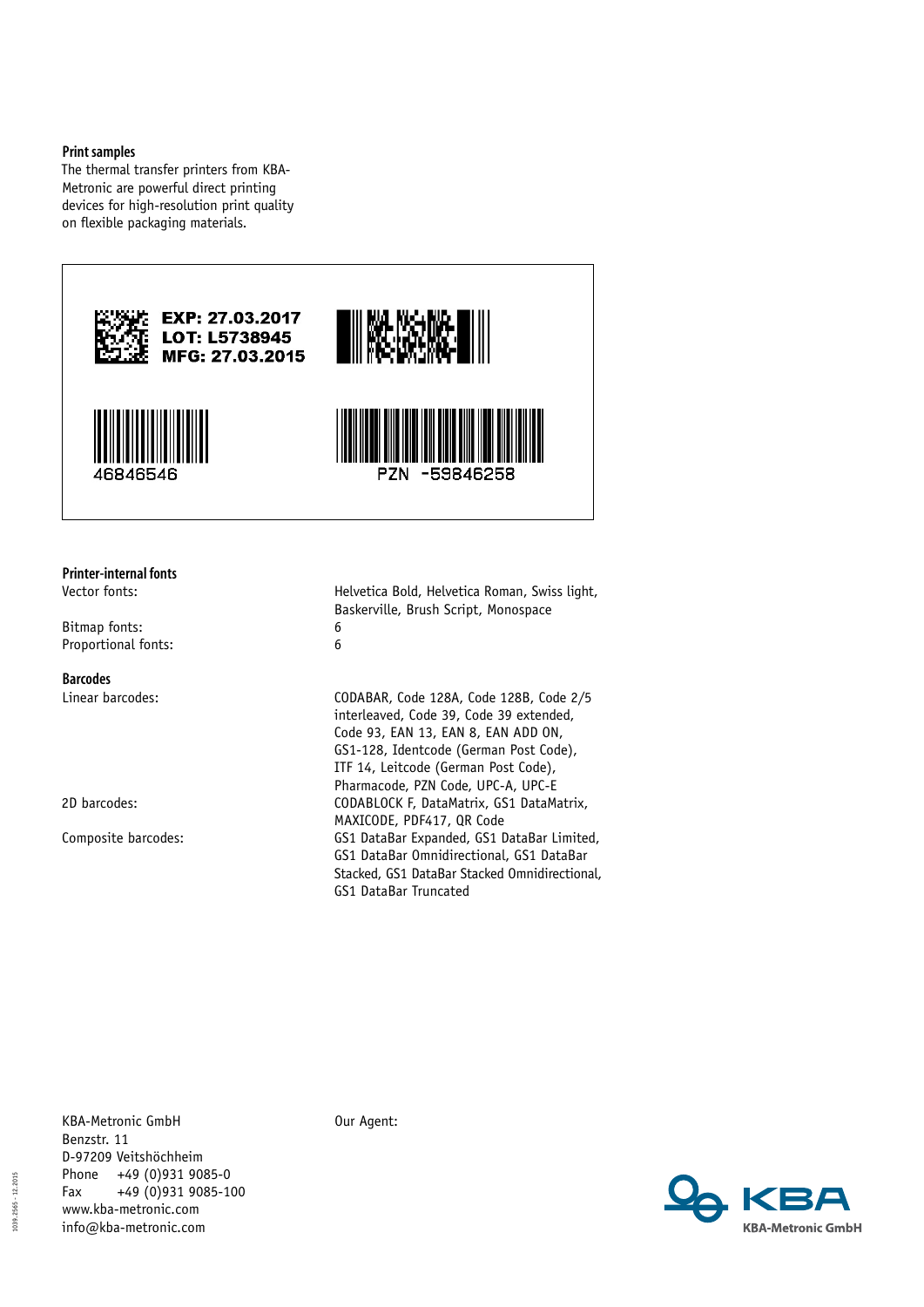**Print samples**

The thermal transfer printers from KBA-Metronic are powerful direct printing devices for high-resolution print quality on flexible packaging materials.

EXP: 27.03.2017
LOT: L5738945
MFG: 27.03.2015

46846546

PZN -59846258

**Printer-internal fonts**

| | |
|---|---|
| Vector fonts: | Helvetica Bold, Helvetica Roman, Swiss light, Baskerville, Brush Script, Monospace |
| Bitmap fonts: | 6 |
| Proportional fonts: | 6 |

**Barcodes**

| | |
|---|---|
| Linear barcodes: | CODABAR, Code 128A, Code 128B, Code 2/5 interleaved, Code 39, Code 39 extended, Code 93, EAN 13, EAN 8, EAN ADD ON, GS1-128, Identcode (German Post Code), ITF 14, Leitcode (German Post Code), Pharmacode, PZN Code, UPC-A, UPC-E |
| 2D barcodes: | CODABLOCK F, DataMatrix, GS1 DataMatrix, MAXICODE, PDF417, QR Code |
| Composite barcodes: | GS1 DataBar Expanded, GS1 DataBar Limited, GS1 DataBar Omnidirectional, GS1 DataBar Stacked, GS1 DataBar Stacked Omnidirectional, GS1 DataBar Truncated |

KBA-Metronic GmbH
Benzstr. 11
D-97209 Veitshöchheim
Phone +49 (0)931 9085-0
Fax +49 (0)931 9085-100
www.kba-metronic.com
info@kba-metronic.com

Our Agent:

KBA
KBA-Metronic GmbH

1039.2565 - 12.2015